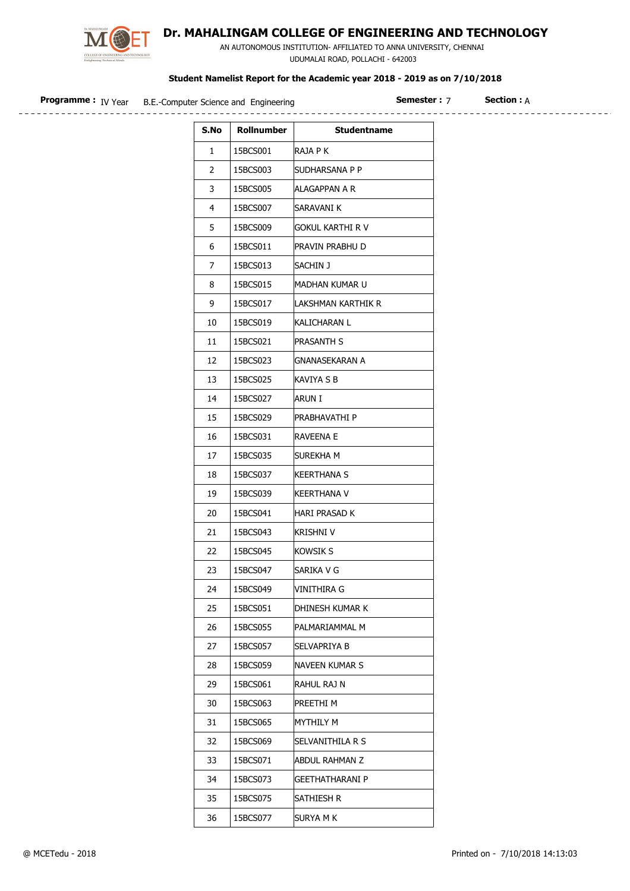# Dr. MAHALINGAM COLLEGE OF ENGINEERING AND TECHNOLOGY

AN AUTONOMOUS INSTITUTION- AFFILIATED TO ANNA UNIVERSITY, CHENNAI

UDUMALAI ROAD, POLLACHI - 642003

**Student Namelist Report for the Academic year 2018 - 2019 as on 7/10/2018**

**Programme :** IV Year B.E.-Computer Science and Engineering **Semester :** 7 **Section :** A

| S.No | Rollnumber | Studentname |
|---|---|---|
| 1 | 15BCS001 | RAJA P K |
| 2 | 15BCS003 | SUDHARSANA P P |
| 3 | 15BCS005 | ALAGAPPAN A R |
| 4 | 15BCS007 | SARAVANI K |
| 5 | 15BCS009 | GOKUL KARTHI R V |
| 6 | 15BCS011 | PRAVIN PRABHU D |
| 7 | 15BCS013 | SACHIN J |
| 8 | 15BCS015 | MADHAN KUMAR U |
| 9 | 15BCS017 | LAKSHMAN KARTHIK R |
| 10 | 15BCS019 | KALICHARAN L |
| 11 | 15BCS021 | PRASANTH S |
| 12 | 15BCS023 | GNANASEKARAN A |
| 13 | 15BCS025 | KAVIYA S B |
| 14 | 15BCS027 | ARUN I |
| 15 | 15BCS029 | PRABHAVATHI P |
| 16 | 15BCS031 | RAVEENA E |
| 17 | 15BCS035 | SUREKHA M |
| 18 | 15BCS037 | KEERTHANA S |
| 19 | 15BCS039 | KEERTHANA V |
| 20 | 15BCS041 | HARI PRASAD K |
| 21 | 15BCS043 | KRISHNI V |
| 22 | 15BCS045 | KOWSIK S |
| 23 | 15BCS047 | SARIKA V G |
| 24 | 15BCS049 | VINITHIRA G |
| 25 | 15BCS051 | DHINESH KUMAR K |
| 26 | 15BCS055 | PALMARIAMMAL M |
| 27 | 15BCS057 | SELVAPRIYA B |
| 28 | 15BCS059 | NAVEEN KUMAR S |
| 29 | 15BCS061 | RAHUL RAJ N |
| 30 | 15BCS063 | PREETHI M |
| 31 | 15BCS065 | MYTHILY M |
| 32 | 15BCS069 | SELVANITHILA R S |
| 33 | 15BCS071 | ABDUL RAHMAN Z |
| 34 | 15BCS073 | GEETHATHARANI P |
| 35 | 15BCS075 | SATHIESH R |
| 36 | 15BCS077 | SURYA M K |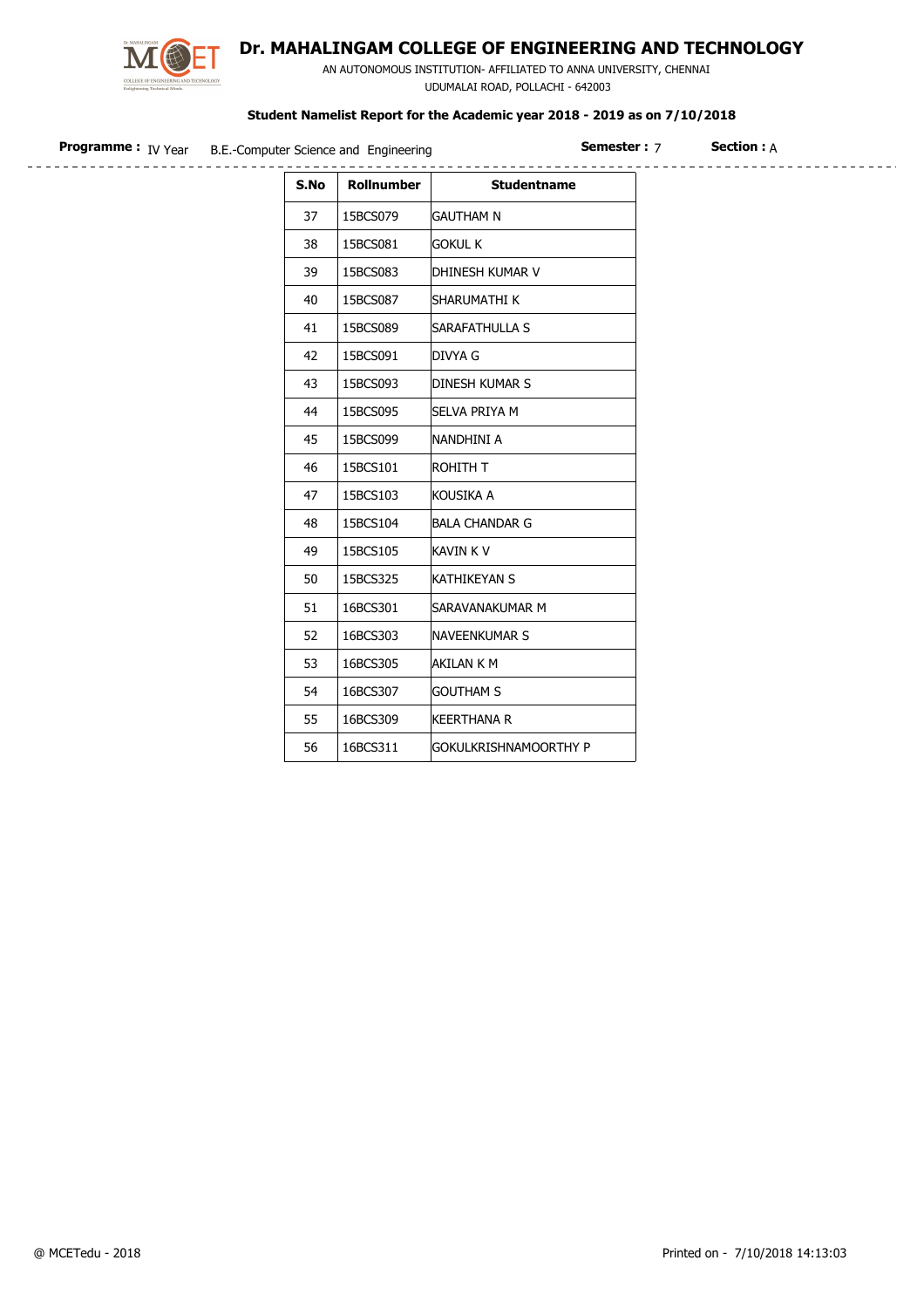# Dr. MAHALINGAM COLLEGE OF ENGINEERING AND TECHNOLOGY

AN AUTONOMOUS INSTITUTION- AFFILIATED TO ANNA UNIVERSITY, CHENNAI

UDUMALAI ROAD, POLLACHI - 642003

**Student Namelist Report for the Academic year 2018 - 2019 as on 7/10/2018**

**Programme :** IV Year B.E.-Computer Science and Engineering **Semester :** 7 **Section :** A

| S.No | Rollnumber | Studentname |
|---|---|---|
| 37 | 15BCS079 | GAUTHAM N |
| 38 | 15BCS081 | GOKUL K |
| 39 | 15BCS083 | DHINESH KUMAR V |
| 40 | 15BCS087 | SHARUMATHI K |
| 41 | 15BCS089 | SARAFATHULLA S |
| 42 | 15BCS091 | DIVYA G |
| 43 | 15BCS093 | DINESH KUMAR S |
| 44 | 15BCS095 | SELVA PRIYA M |
| 45 | 15BCS099 | NANDHINI A |
| 46 | 15BCS101 | ROHITH T |
| 47 | 15BCS103 | KOUSIKA A |
| 48 | 15BCS104 | BALA CHANDAR G |
| 49 | 15BCS105 | KAVIN K V |
| 50 | 15BCS325 | KATHIKEYAN S |
| 51 | 16BCS301 | SARAVANAKUMAR M |
| 52 | 16BCS303 | NAVEENKUMAR S |
| 53 | 16BCS305 | AKILAN K M |
| 54 | 16BCS307 | GOUTHAM S |
| 55 | 16BCS309 | KEERTHANA R |
| 56 | 16BCS311 | GOKULKRISHNAMOORTHY P |

@ MCETedu - 2018

Printed on - 7/10/2018 14:13:03